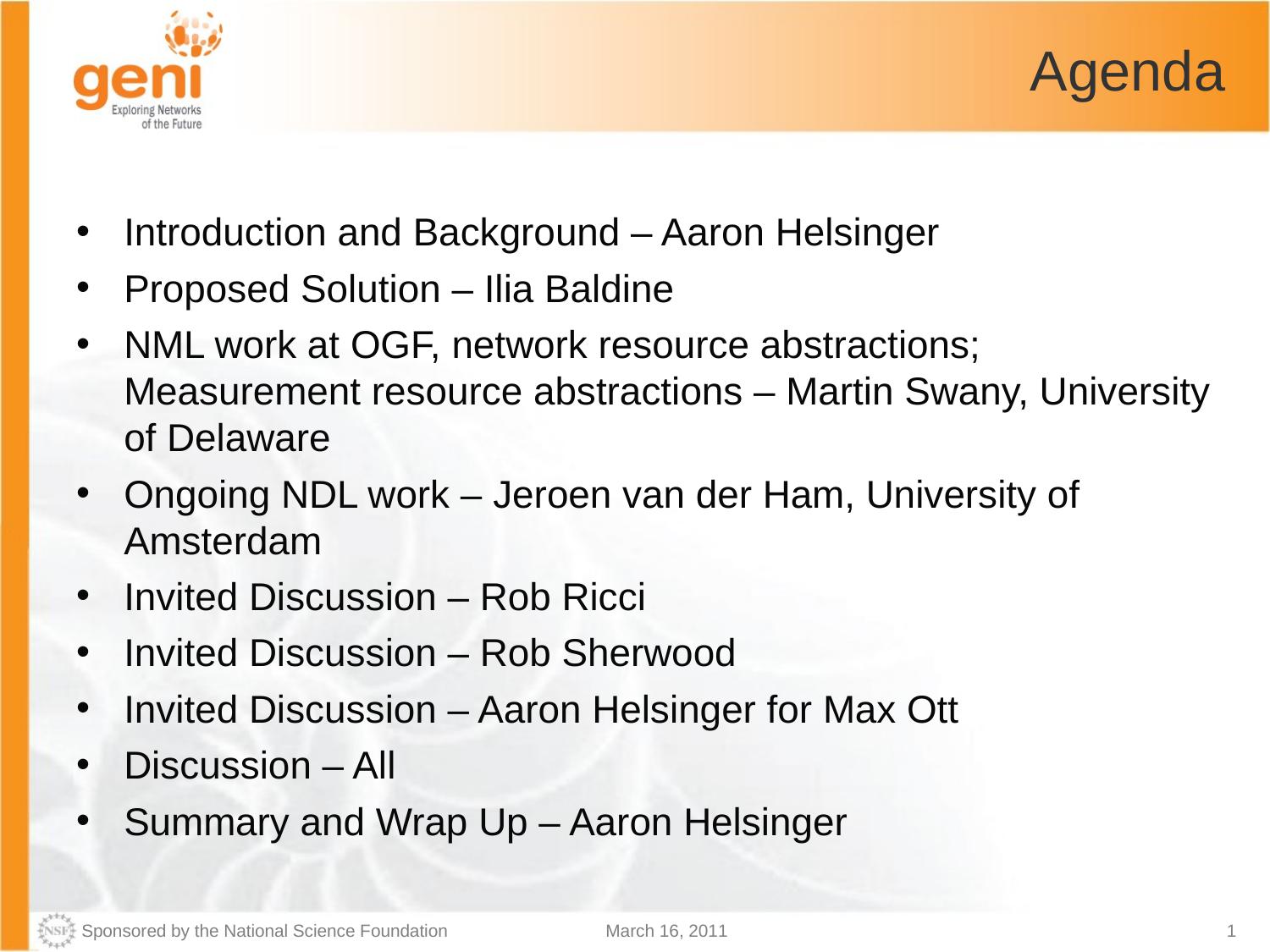# Agenda

- Introduction and Background – Aaron Helsinger
- Proposed Solution – Ilia Baldine
- NML work at OGF, network resource abstractions; Measurement resource abstractions – Martin Swany, University of Delaware
- Ongoing NDL work – Jeroen van der Ham, University of Amsterdam
- Invited Discussion – Rob Ricci
- Invited Discussion – Rob Sherwood
- Invited Discussion – Aaron Helsinger for Max Ott
- Discussion – All
- Summary and Wrap Up – Aaron Helsinger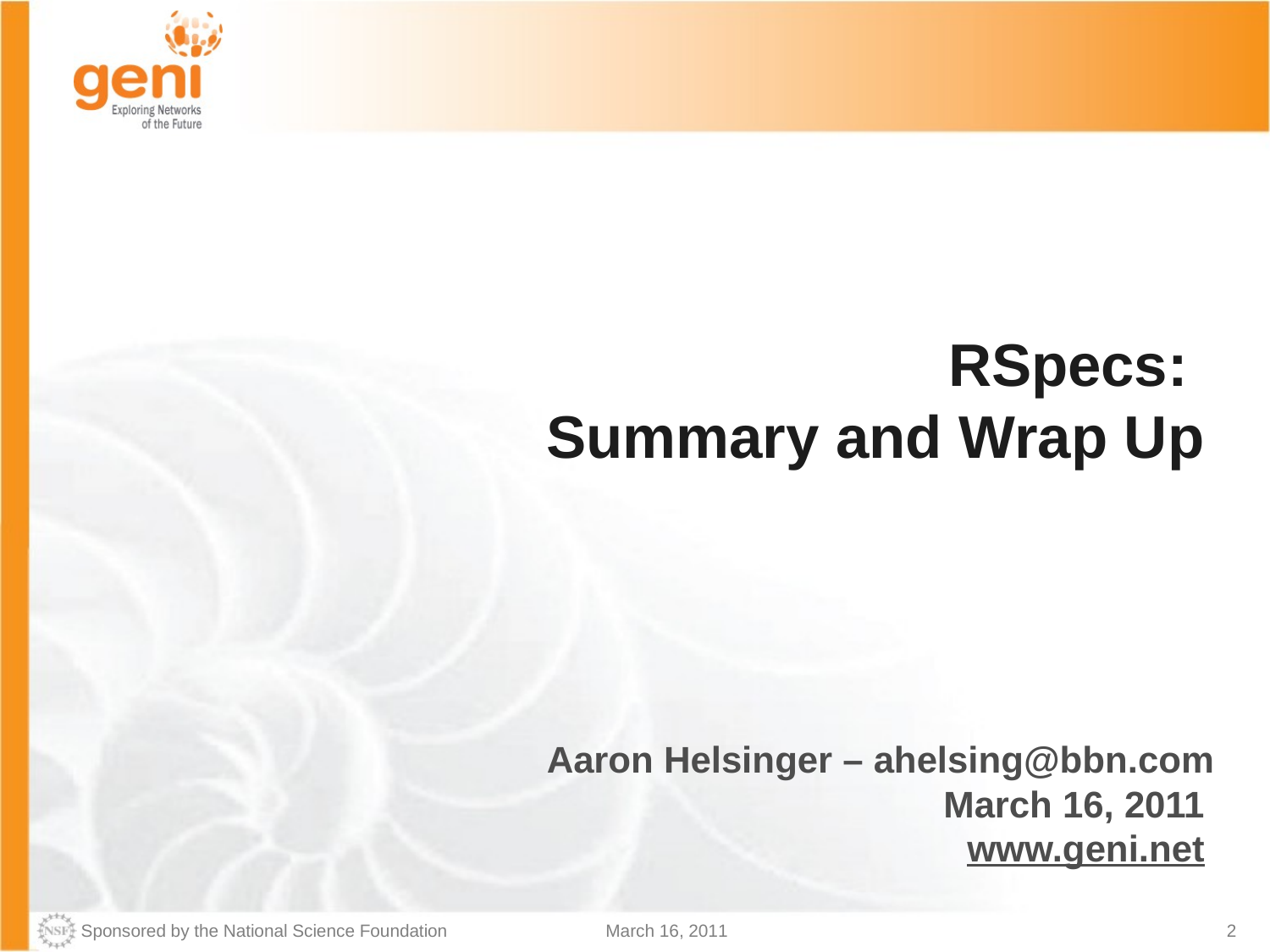# RSpecs: Summary and Wrap Up

**Aaron Helsinger – ahelsing@bbn.com**
**March 16, 2011**
**www.geni.net**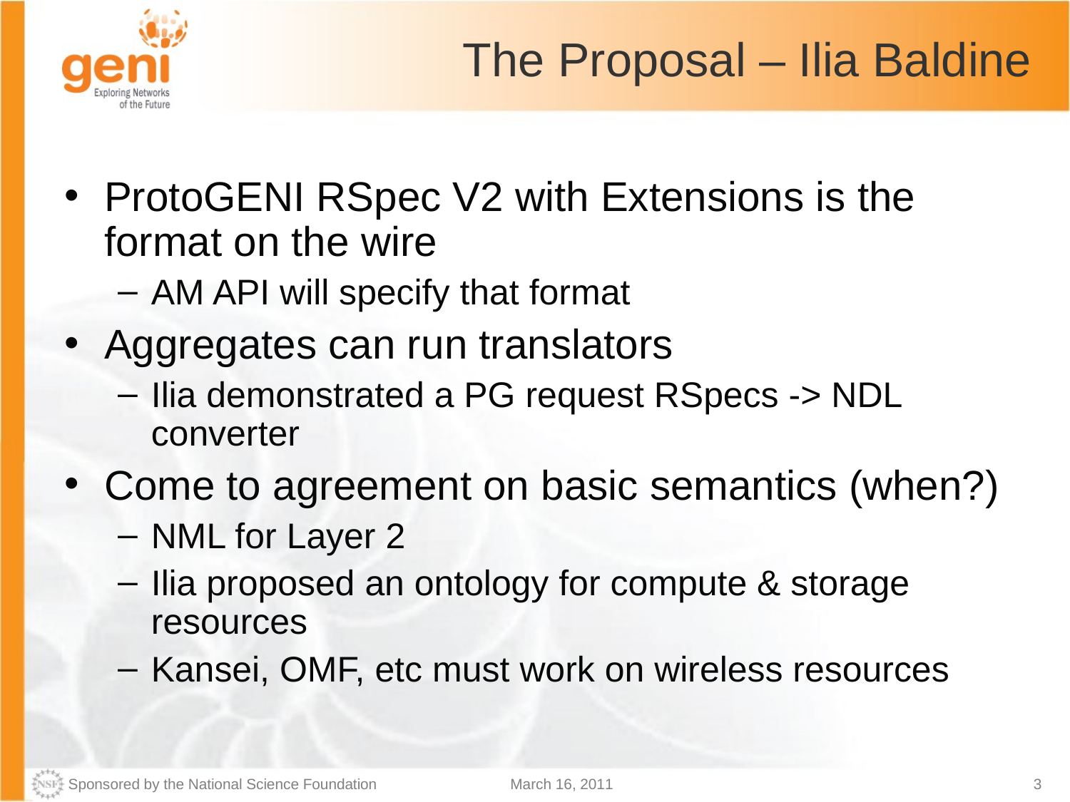# The Proposal – Ilia Baldine

- ProtoGENI RSpec V2 with Extensions is the format on the wire
  - AM API will specify that format
- Aggregates can run translators
  - Ilia demonstrated a PG request RSpecs -> NDL converter
- Come to agreement on basic semantics (when?)
  - NML for Layer 2
  - Ilia proposed an ontology for compute & storage resources
  - Kansei, OMF, etc must work on wireless resources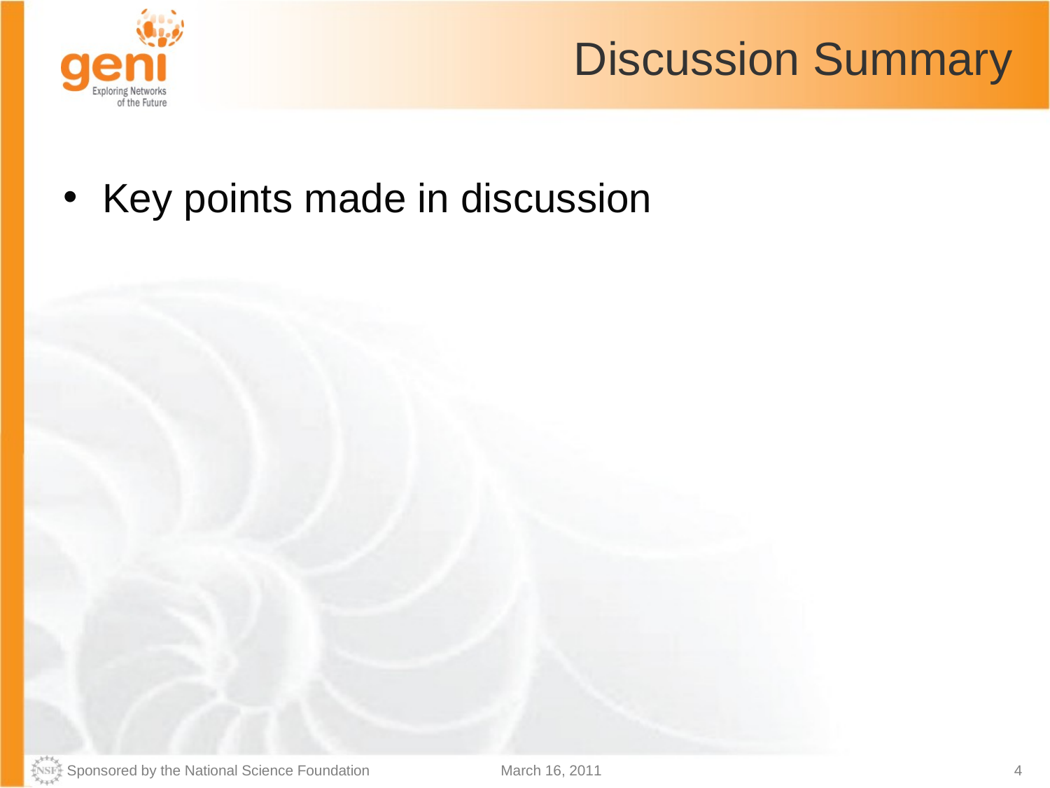# Discussion Summary

- Key points made in discussion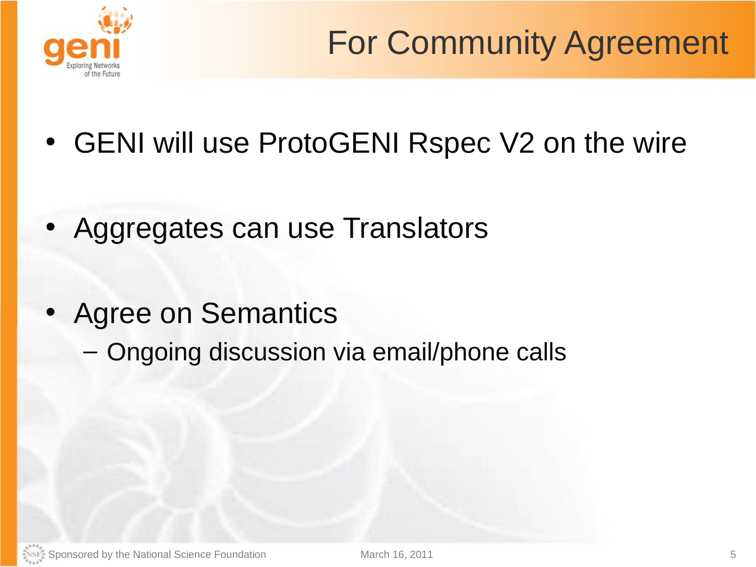# For Community Agreement

- GENI will use ProtoGENI Rspec V2 on the wire
- Aggregates can use Translators
- Agree on Semantics
  - Ongoing discussion via email/phone calls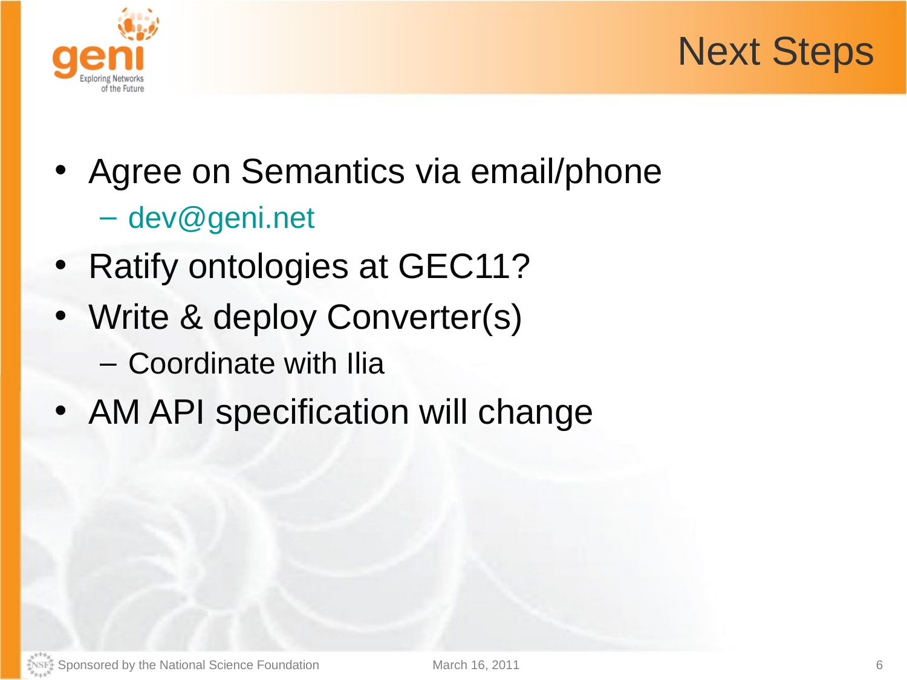# Next Steps

- Agree on Semantics via email/phone
  - dev@geni.net
- Ratify ontologies at GEC11?
- Write & deploy Converter(s)
  - Coordinate with Ilia
- AM API specification will change